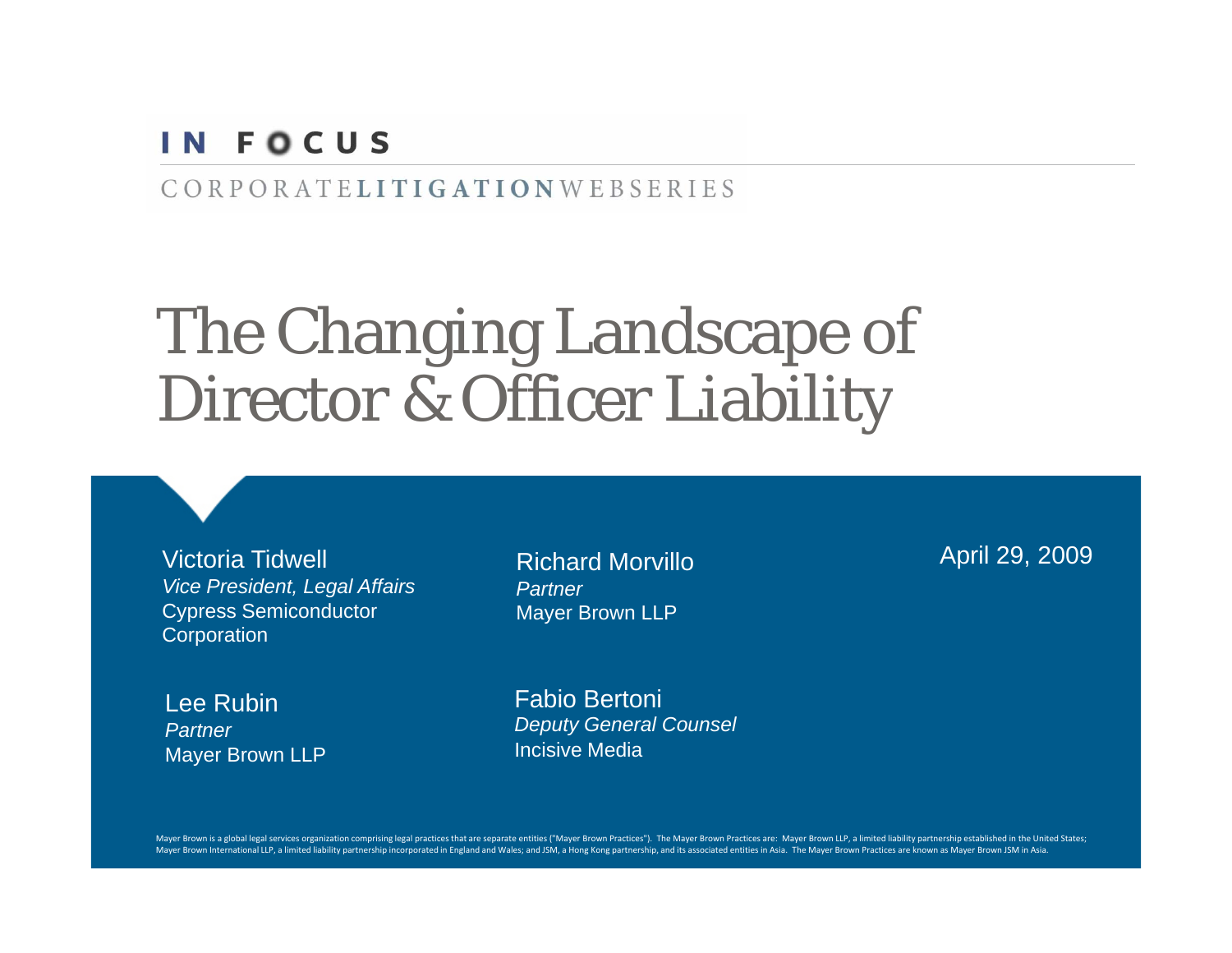IN FOCUS

CORPORATE **LITIGATION** WEBSERIES

# The Changing Landscape of Director & Officer Liability

Victoria Tidwell
*Vice President, Legal Affairs*
Cypress Semiconductor Corporation

Richard Morvillo
*Partner*
Mayer Brown LLP

April 29, 2009

Lee Rubin
*Partner*
Mayer Brown LLP

Fabio Bertoni
*Deputy General Counsel*
Incisive Media

Mayer Brown is a global legal services organization comprising legal practices that are separate entities ("Mayer Brown Practices"). The Mayer Brown Practices are: Mayer Brown LLP, a limited liability partnership established in the United States; Mayer Brown International LLP, a limited liability partnership incorporated in England and Wales; and JSM, a Hong Kong partnership, and its associated entities in Asia. The Mayer Brown Practices are known as Mayer Brown JSM in Asia.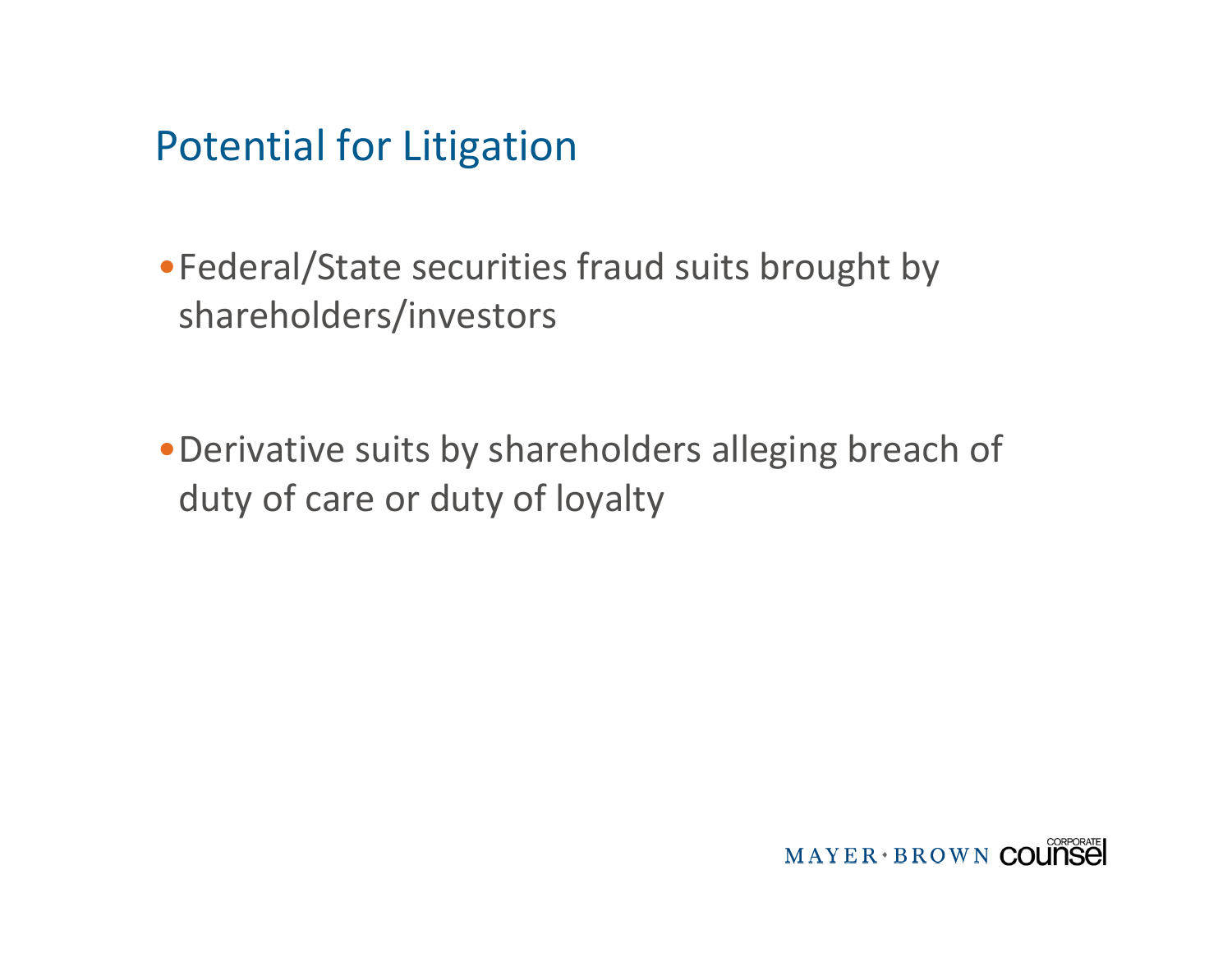# Potential for Litigation

- Federal/State securities fraud suits brought by shareholders/investors

- Derivative suits by shareholders alleging breach of duty of care or duty of loyalty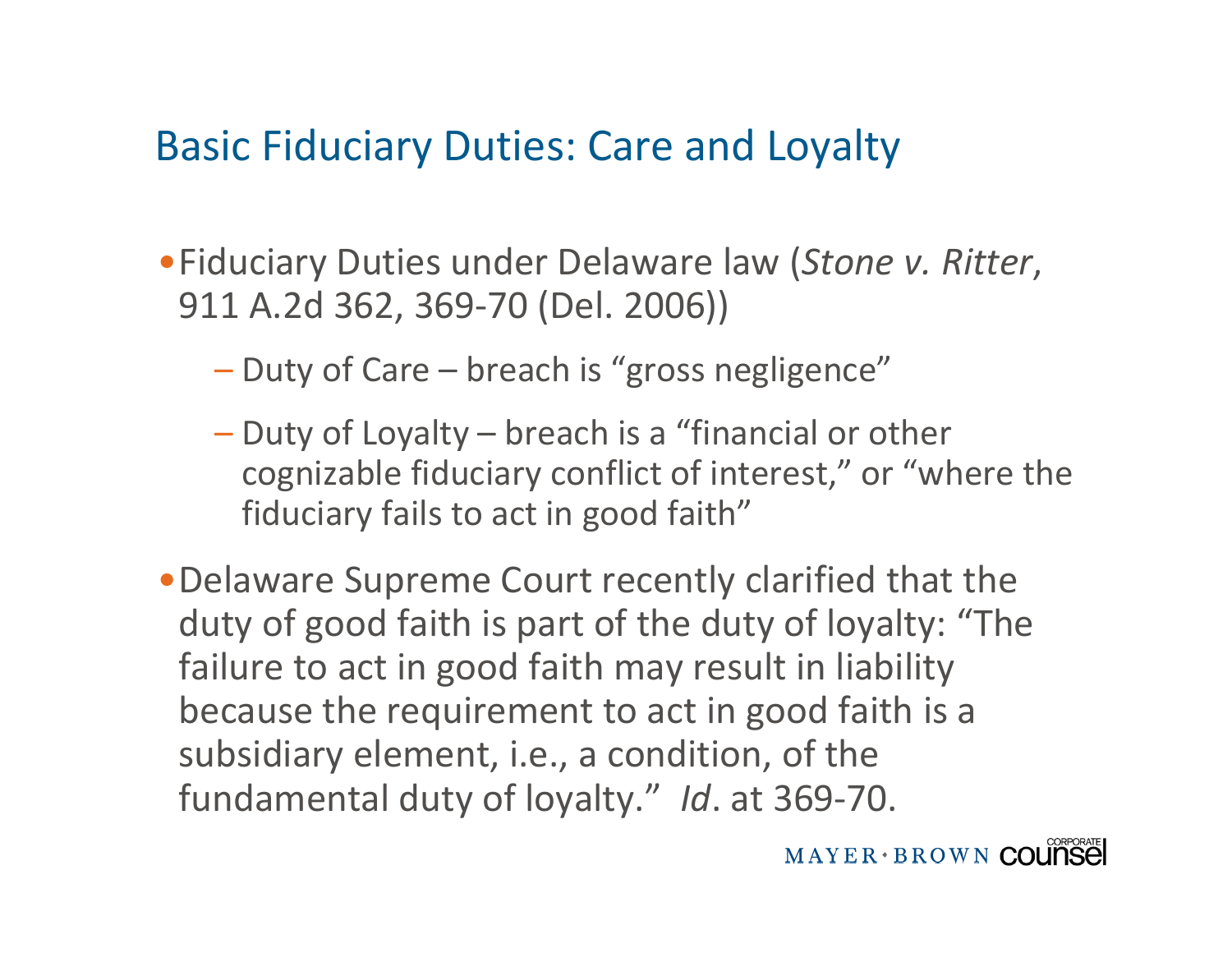## Basic Fiduciary Duties: Care and Loyalty

- Fiduciary Duties under Delaware law (*Stone v. Ritter*, 911 A.2d 362, 369-70 (Del. 2006))
  - Duty of Care – breach is "gross negligence"
  - Duty of Loyalty – breach is a "financial or other cognizable fiduciary conflict of interest," or "where the fiduciary fails to act in good faith"
- Delaware Supreme Court recently clarified that the duty of good faith is part of the duty of loyalty: "The failure to act in good faith may result in liability because the requirement to act in good faith is a subsidiary element, i.e., a condition, of the fundamental duty of loyalty." *Id*. at 369-70.

MAYER · BROWN CORPORATE counsel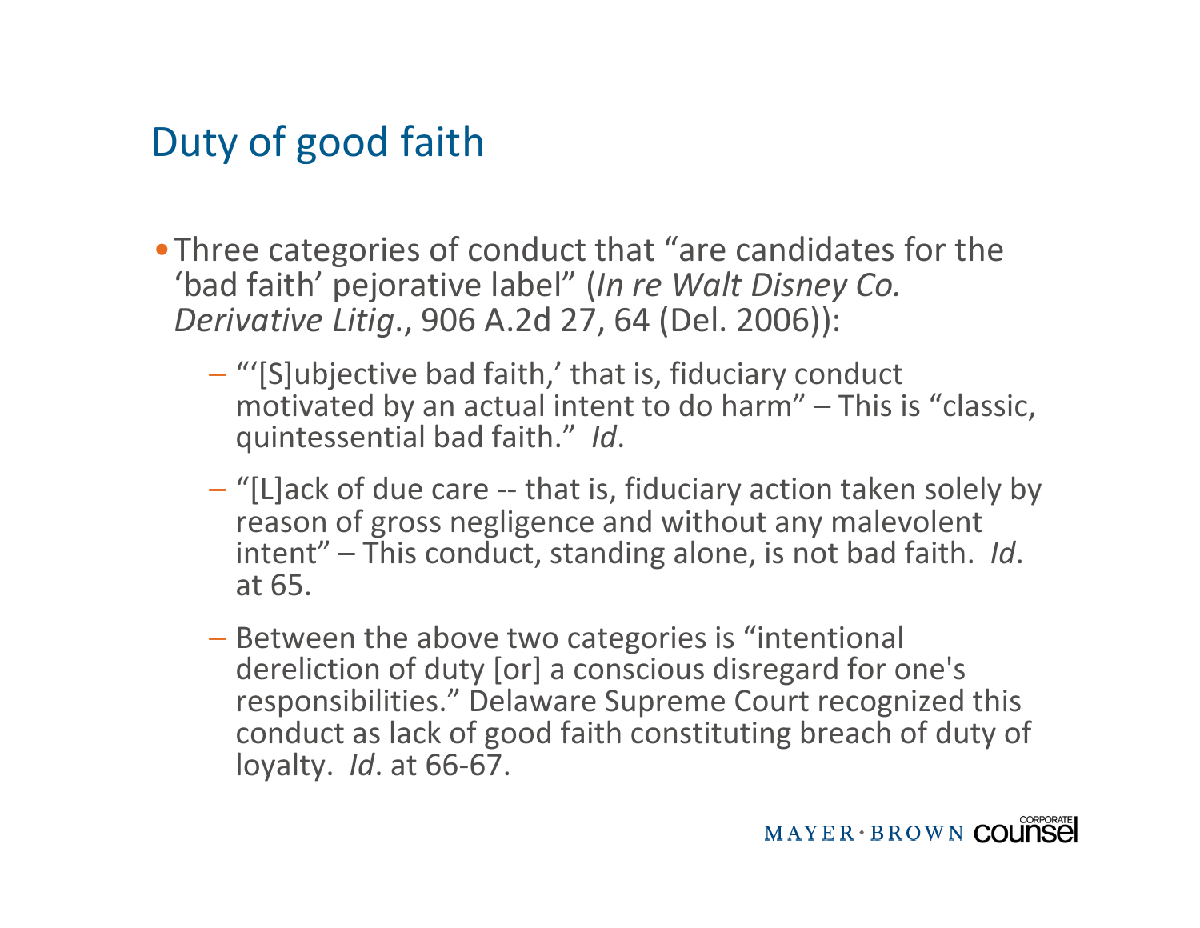## Duty of good faith

- Three categories of conduct that "are candidates for the 'bad faith' pejorative label" (*In re Walt Disney Co. Derivative Litig*., 906 A.2d 27, 64 (Del. 2006)):
  - "'[S]ubjective bad faith,' that is, fiduciary conduct motivated by an actual intent to do harm" – This is "classic, quintessential bad faith." *Id*.
  - "[L]ack of due care -- that is, fiduciary action taken solely by reason of gross negligence and without any malevolent intent" – This conduct, standing alone, is not bad faith. *Id*. at 65.
  - Between the above two categories is "intentional dereliction of duty [or] a conscious disregard for one's responsibilities." Delaware Supreme Court recognized this conduct as lack of good faith constituting breach of duty of loyalty. *Id*. at 66-67.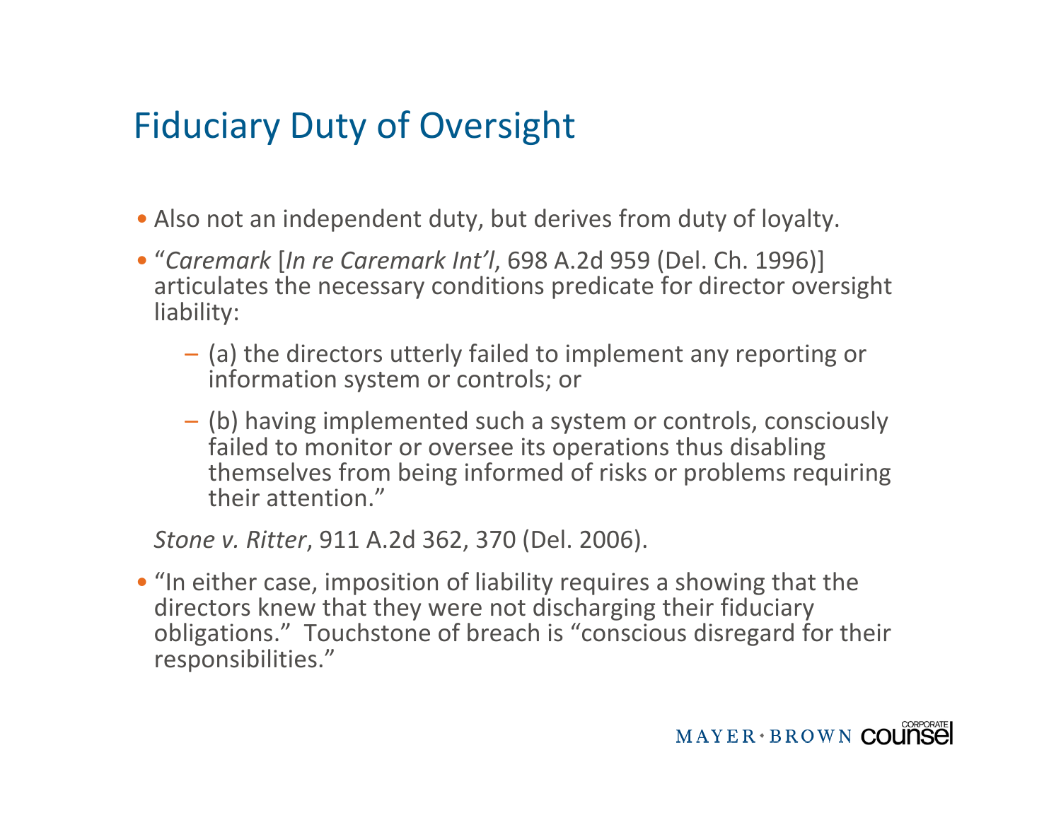# Fiduciary Duty of Oversight

- Also not an independent duty, but derives from duty of loyalty.
- "*Caremark* [*In re Caremark Int'l*, 698 A.2d 959 (Del. Ch. 1996)] articulates the necessary conditions predicate for director oversight liability:
  - (a) the directors utterly failed to implement any reporting or information system or controls; or
  - (b) having implemented such a system or controls, consciously failed to monitor or oversee its operations thus disabling themselves from being informed of risks or problems requiring their attention."

  *Stone v. Ritter*, 911 A.2d 362, 370 (Del. 2006).
- "In either case, imposition of liability requires a showing that the directors knew that they were not discharging their fiduciary obligations." Touchstone of breach is "conscious disregard for their responsibilities."

MAYER•BROWN CORPORATE counsel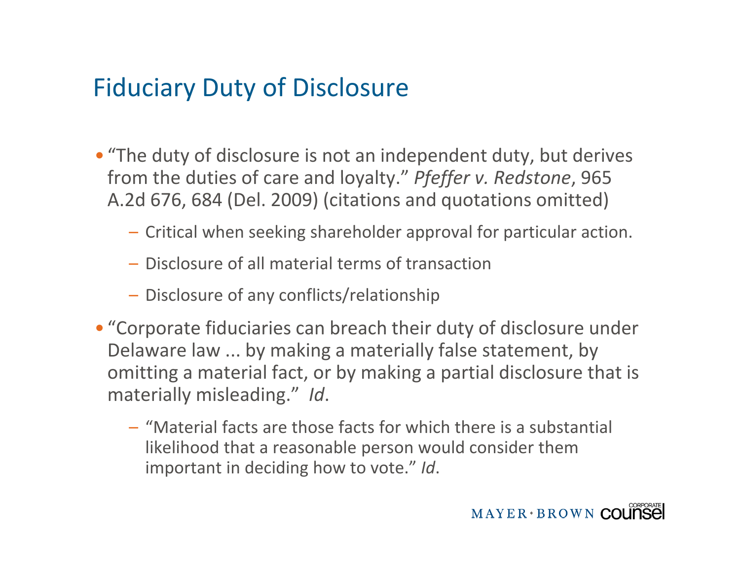## Fiduciary Duty of Disclosure

- "The duty of disclosure is not an independent duty, but derives from the duties of care and loyalty." *Pfeffer v. Redstone*, 965 A.2d 676, 684 (Del. 2009) (citations and quotations omitted)
  - Critical when seeking shareholder approval for particular action.
  - Disclosure of all material terms of transaction
  - Disclosure of any conflicts/relationship
- "Corporate fiduciaries can breach their duty of disclosure under Delaware law ... by making a materially false statement, by omitting a material fact, or by making a partial disclosure that is materially misleading." *Id*.
  - "Material facts are those facts for which there is a substantial likelihood that a reasonable person would consider them important in deciding how to vote." *Id*.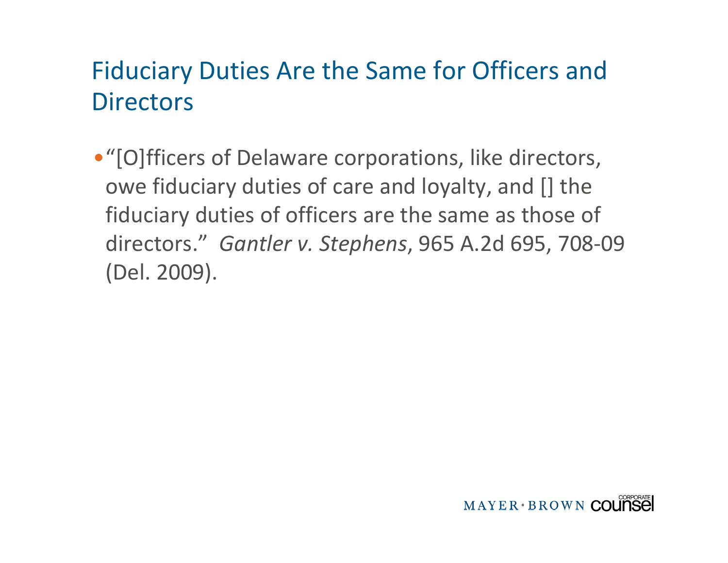# Fiduciary Duties Are the Same for Officers and Directors

- "[O]fficers of Delaware corporations, like directors, owe fiduciary duties of care and loyalty, and [] the fiduciary duties of officers are the same as those of directors." *Gantler v. Stephens*, 965 A.2d 695, 708-09 (Del. 2009).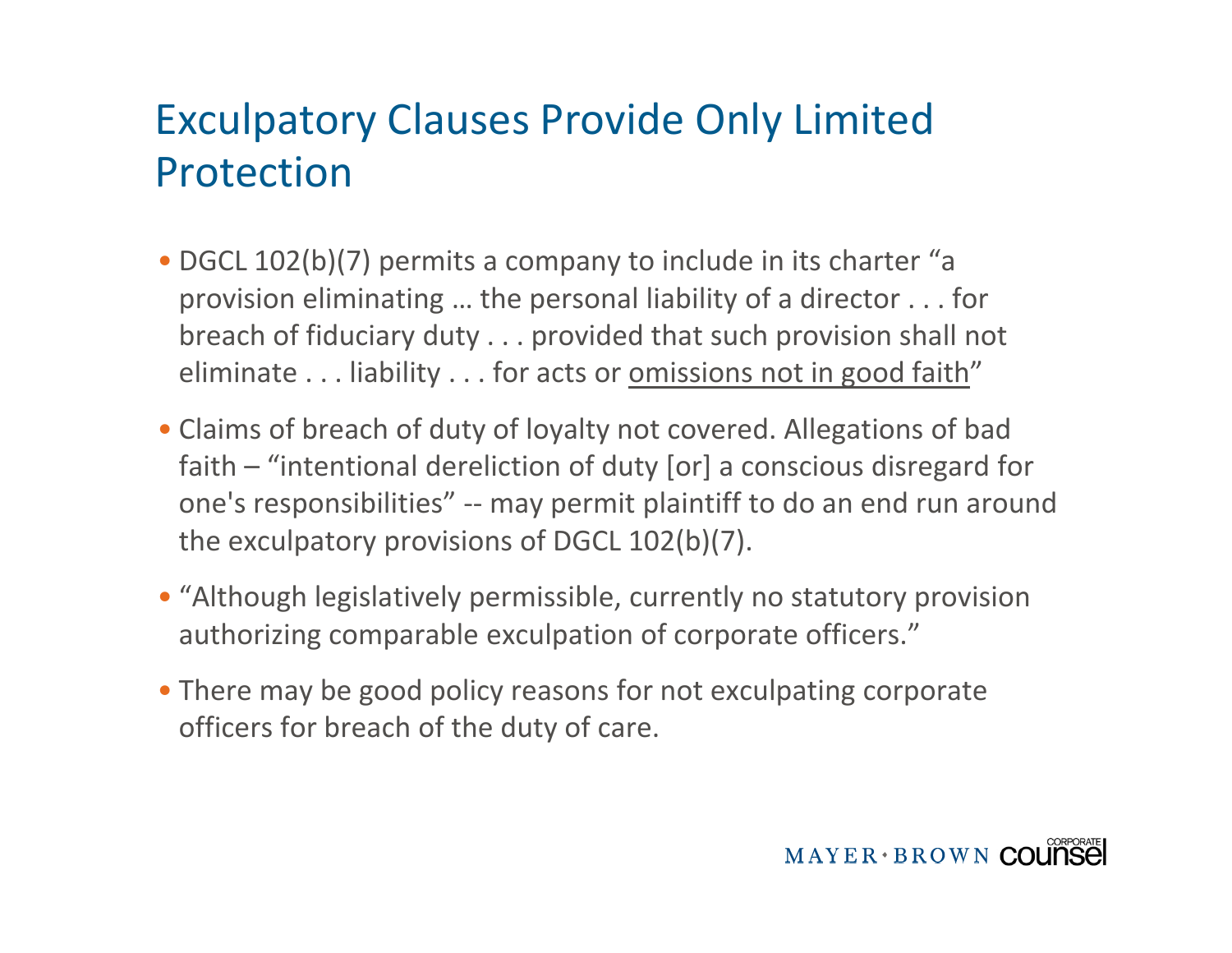# Exculpatory Clauses Provide Only Limited Protection

- DGCL 102(b)(7) permits a company to include in its charter "a provision eliminating … the personal liability of a director . . . for breach of fiduciary duty . . . provided that such provision shall not eliminate . . . liability . . . for acts or <u>omissions not in good faith</u>"
- Claims of breach of duty of loyalty not covered. Allegations of bad faith – "intentional dereliction of duty [or] a conscious disregard for one's responsibilities" -- may permit plaintiff to do an end run around the exculpatory provisions of DGCL 102(b)(7).
- "Although legislatively permissible, currently no statutory provision authorizing comparable exculpation of corporate officers."
- There may be good policy reasons for not exculpating corporate officers for breach of the duty of care.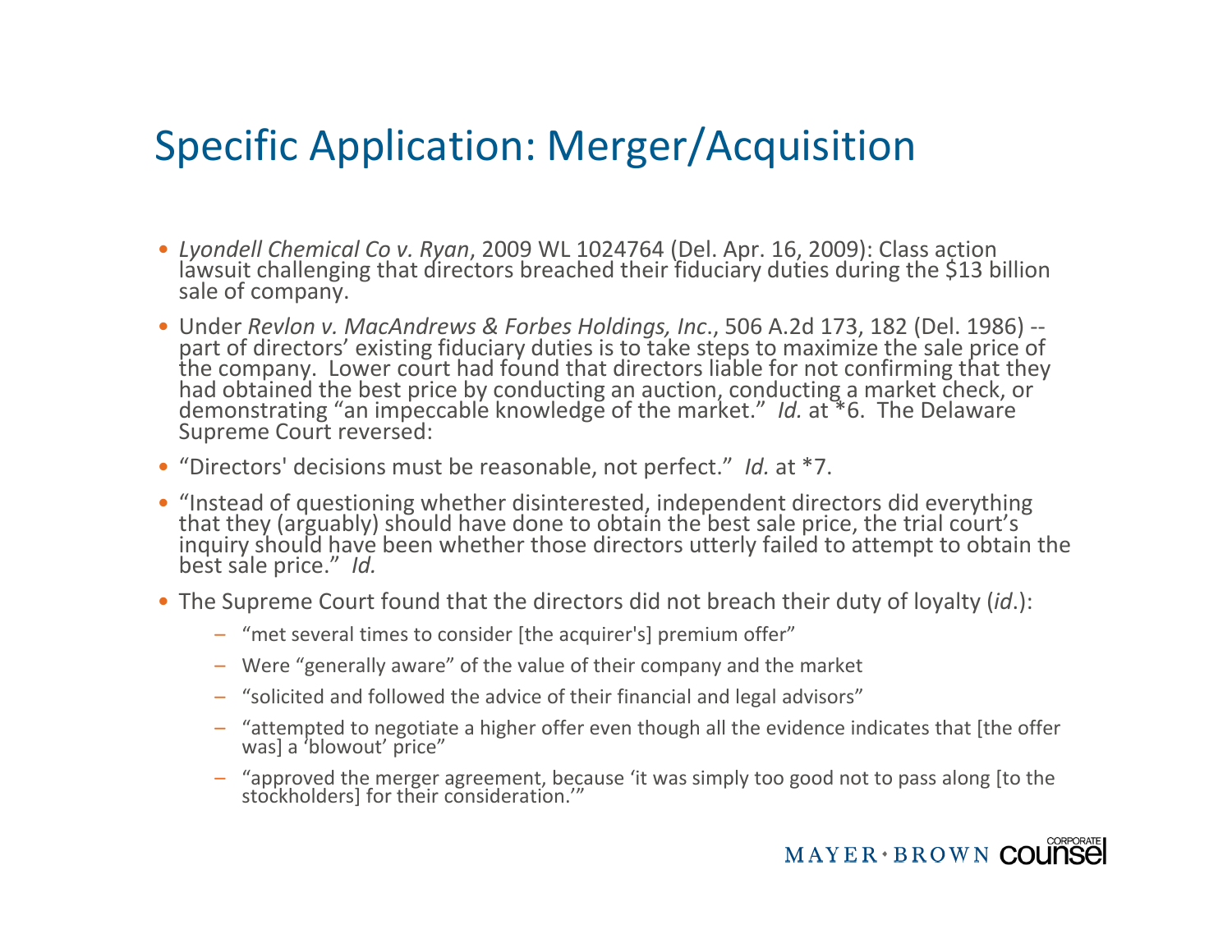# Specific Application: Merger/Acquisition

- *Lyondell Chemical Co v. Ryan*, 2009 WL 1024764 (Del. Apr. 16, 2009): Class action lawsuit challenging that directors breached their fiduciary duties during the $13 billion sale of company.
- Under *Revlon v. MacAndrews & Forbes Holdings, Inc*., 506 A.2d 173, 182 (Del. 1986) -- part of directors' existing fiduciary duties is to take steps to maximize the sale price of the company. Lower court had found that directors liable for not confirming that they had obtained the best price by conducting an auction, conducting a market check, or demonstrating "an impeccable knowledge of the market." *Id.* at *6. The Delaware Supreme Court reversed:
- "Directors' decisions must be reasonable, not perfect." *Id.* at *7.
- "Instead of questioning whether disinterested, independent directors did everything that they (arguably) should have done to obtain the best sale price, the trial court's inquiry should have been whether those directors utterly failed to attempt to obtain the best sale price." *Id.*
- The Supreme Court found that the directors did not breach their duty of loyalty (*id*.):
  - "met several times to consider [the acquirer's] premium offer"
  - Were "generally aware" of the value of their company and the market
  - "solicited and followed the advice of their financial and legal advisors"
  - "attempted to negotiate a higher offer even though all the evidence indicates that [the offer was] a 'blowout' price"
  - "approved the merger agreement, because 'it was simply too good not to pass along [to the stockholders] for their consideration.'"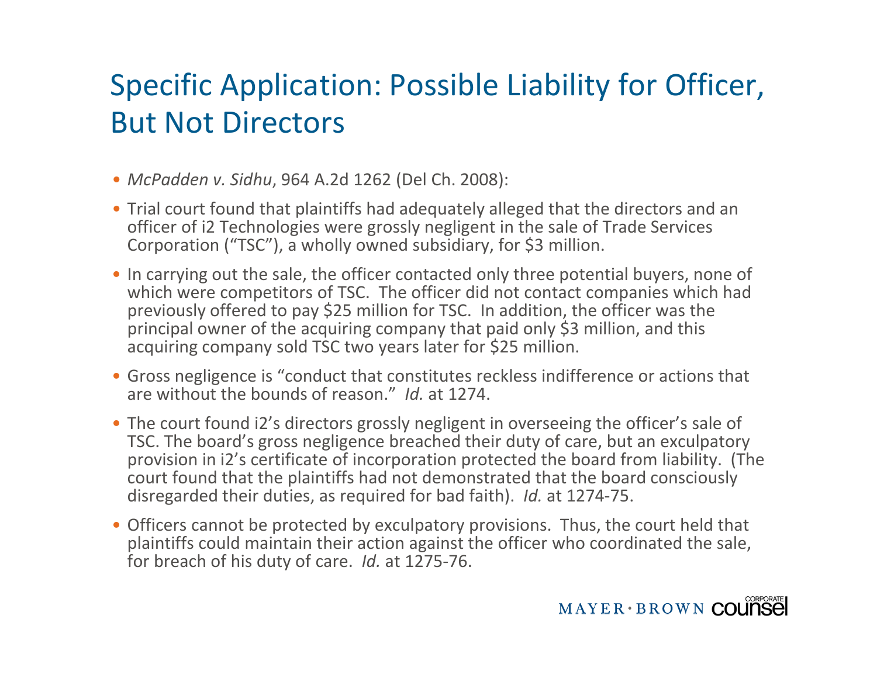# Specific Application: Possible Liability for Officer, But Not Directors

- *McPadden v. Sidhu*, 964 A.2d 1262 (Del Ch. 2008):
- Trial court found that plaintiffs had adequately alleged that the directors and an officer of i2 Technologies were grossly negligent in the sale of Trade Services Corporation ("TSC"), a wholly owned subsidiary, for $3 million.
- In carrying out the sale, the officer contacted only three potential buyers, none of which were competitors of TSC. The officer did not contact companies which had previously offered to pay $25 million for TSC. In addition, the officer was the principal owner of the acquiring company that paid only $3 million, and this acquiring company sold TSC two years later for $25 million.
- Gross negligence is "conduct that constitutes reckless indifference or actions that are without the bounds of reason." *Id.* at 1274.
- The court found i2's directors grossly negligent in overseeing the officer's sale of TSC. The board's gross negligence breached their duty of care, but an exculpatory provision in i2's certificate of incorporation protected the board from liability. (The court found that the plaintiffs had not demonstrated that the board consciously disregarded their duties, as required for bad faith). *Id.* at 1274-75.
- Officers cannot be protected by exculpatory provisions. Thus, the court held that plaintiffs could maintain their action against the officer who coordinated the sale, for breach of his duty of care. *Id.* at 1275-76.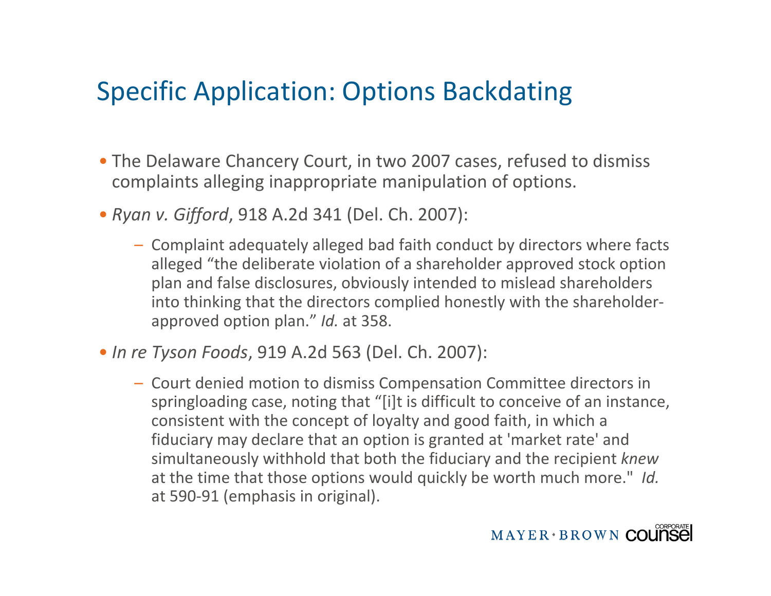# Specific Application: Options Backdating

- The Delaware Chancery Court, in two 2007 cases, refused to dismiss complaints alleging inappropriate manipulation of options.
- *Ryan v. Gifford*, 918 A.2d 341 (Del. Ch. 2007):
  - Complaint adequately alleged bad faith conduct by directors where facts alleged "the deliberate violation of a shareholder approved stock option plan and false disclosures, obviously intended to mislead shareholders into thinking that the directors complied honestly with the shareholder-approved option plan." *Id.* at 358.
- *In re Tyson Foods*, 919 A.2d 563 (Del. Ch. 2007):
  - Court denied motion to dismiss Compensation Committee directors in springloading case, noting that "[i]t is difficult to conceive of an instance, consistent with the concept of loyalty and good faith, in which a fiduciary may declare that an option is granted at 'market rate' and simultaneously withhold that both the fiduciary and the recipient *knew* at the time that those options would quickly be worth much more." *Id.* at 590-91 (emphasis in original).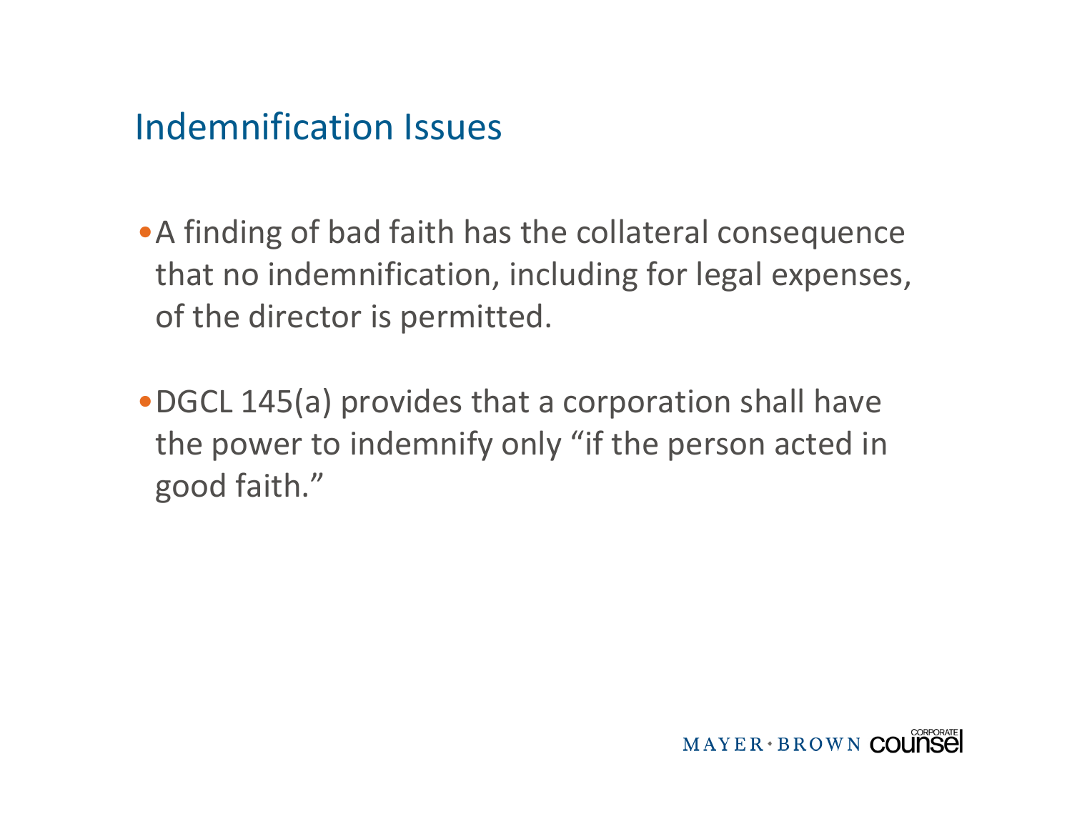## Indemnification Issues

- A finding of bad faith has the collateral consequence that no indemnification, including for legal expenses, of the director is permitted.

- DGCL 145(a) provides that a corporation shall have the power to indemnify only "if the person acted in good faith."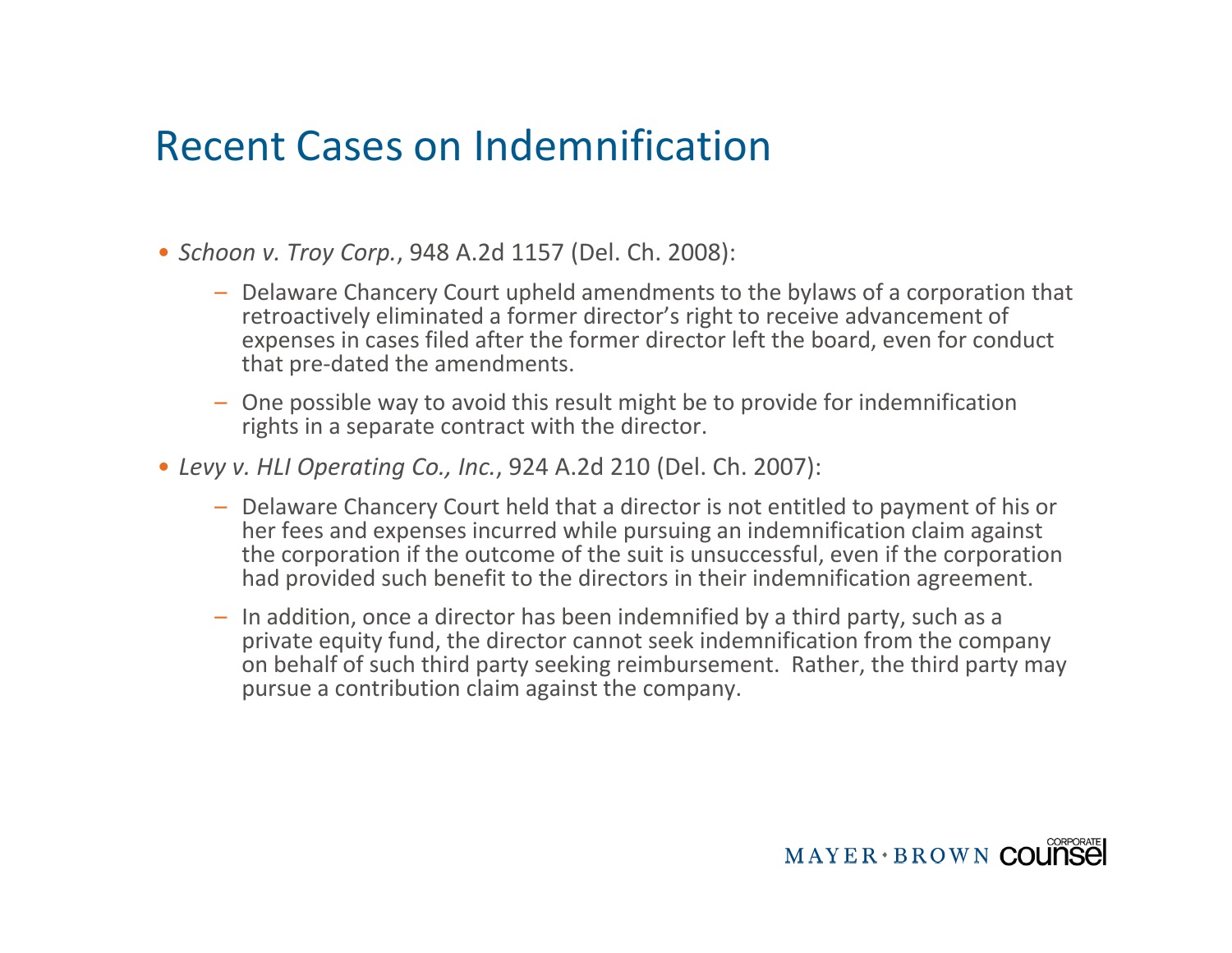# Recent Cases on Indemnification

- *Schoon v. Troy Corp.*, 948 A.2d 1157 (Del. Ch. 2008):
  - Delaware Chancery Court upheld amendments to the bylaws of a corporation that retroactively eliminated a former director's right to receive advancement of expenses in cases filed after the former director left the board, even for conduct that pre-dated the amendments.
  - One possible way to avoid this result might be to provide for indemnification rights in a separate contract with the director.
- *Levy v. HLI Operating Co., Inc.*, 924 A.2d 210 (Del. Ch. 2007):
  - Delaware Chancery Court held that a director is not entitled to payment of his or her fees and expenses incurred while pursuing an indemnification claim against the corporation if the outcome of the suit is unsuccessful, even if the corporation had provided such benefit to the directors in their indemnification agreement.
  - In addition, once a director has been indemnified by a third party, such as a private equity fund, the director cannot seek indemnification from the company on behalf of such third party seeking reimbursement. Rather, the third party may pursue a contribution claim against the company.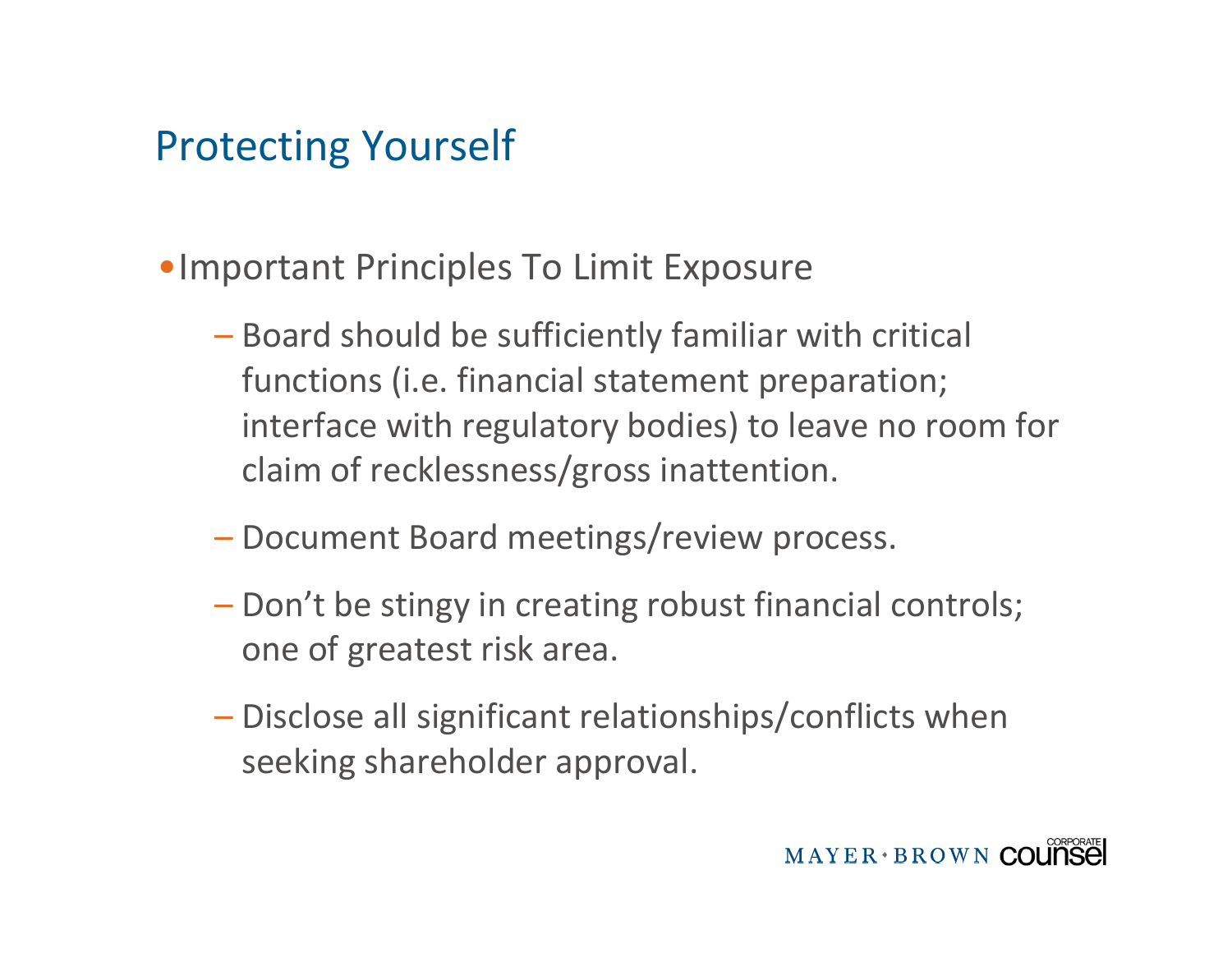## Protecting Yourself

- Important Principles To Limit Exposure
  - Board should be sufficiently familiar with critical functions (i.e. financial statement preparation; interface with regulatory bodies) to leave no room for claim of recklessness/gross inattention.
  - Document Board meetings/review process.
  - Don't be stingy in creating robust financial controls; one of greatest risk area.
  - Disclose all significant relationships/conflicts when seeking shareholder approval.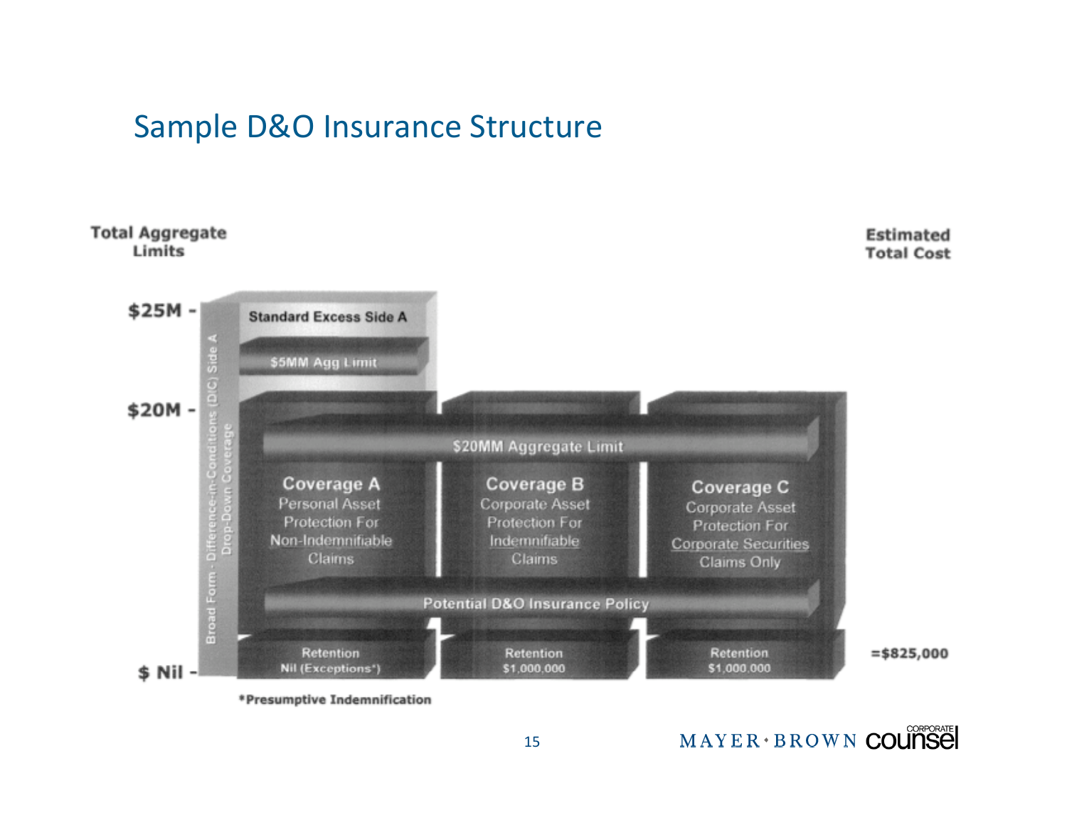# Sample D&O Insurance Structure

Total Aggregate Limits

Estimated Total Cost

$25M -

$20M -

$ Nil -

Broad Form - Difference-in-Conditions (DIC) Side A Drop-Down Coverage

Standard Excess Side A

$5MM Agg Limit

$20MM Aggregate Limit

**Coverage A**
Personal Asset Protection For Non-Indemnifiable Claims

**Coverage B**
Corporate Asset Protection For Indemnifiable Claims

**Coverage C**
Corporate Asset Protection For Corporate Securities Claims Only

Potential D&O Insurance Policy

| Retention Nil (Exceptions*) | Retention $1,000,000 | Retention $1,000,000 | =$825,000 |
|---|---|---|---|

*Presumptive Indemnification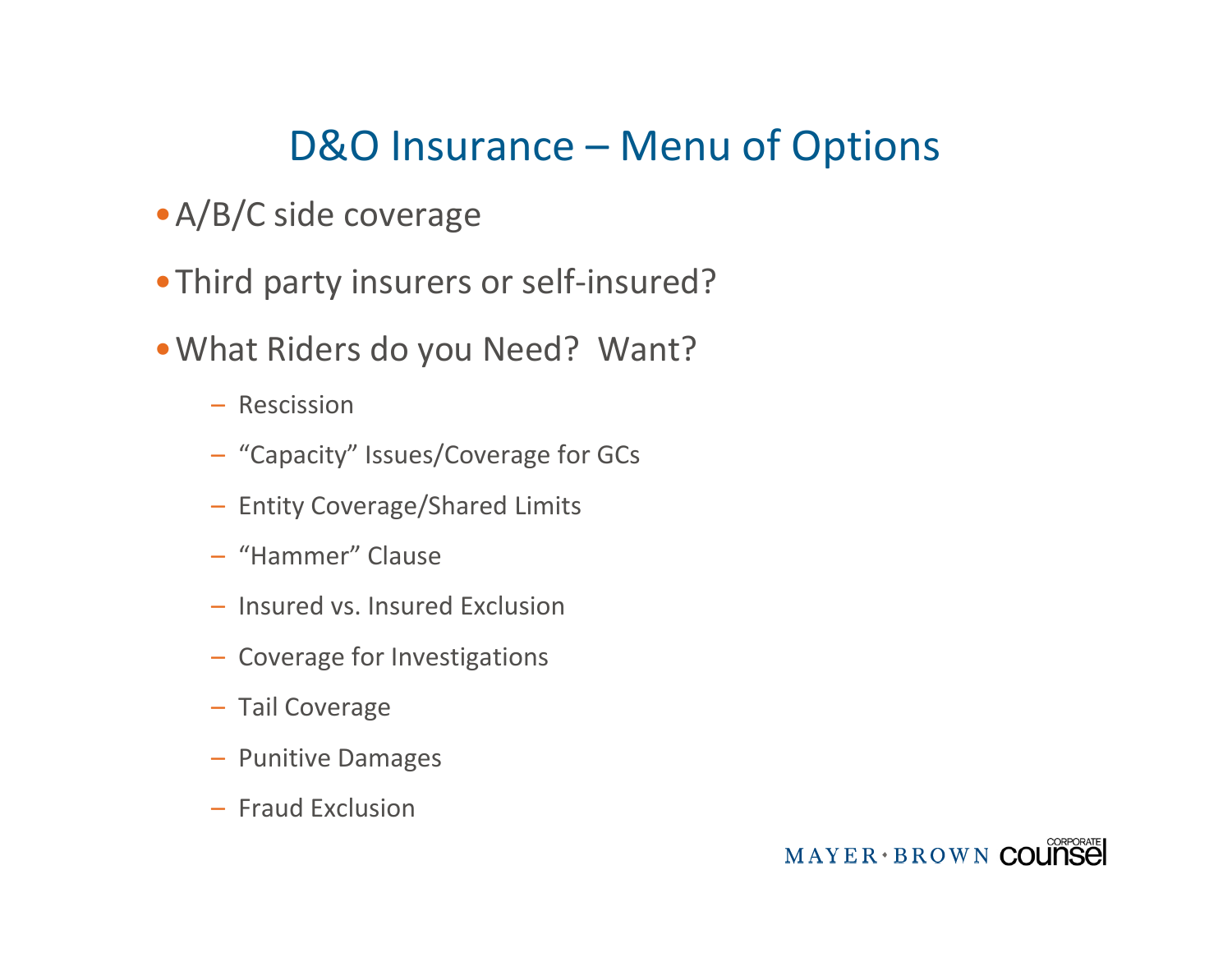# D&O Insurance – Menu of Options

- A/B/C side coverage
- Third party insurers or self-insured?
- What Riders do you Need?  Want?
  - Rescission
  - "Capacity" Issues/Coverage for GCs
  - Entity Coverage/Shared Limits
  - "Hammer" Clause
  - Insured vs. Insured Exclusion
  - Coverage for Investigations
  - Tail Coverage
  - Punitive Damages
  - Fraud Exclusion

MAYER • BROWN CORPORATE counsel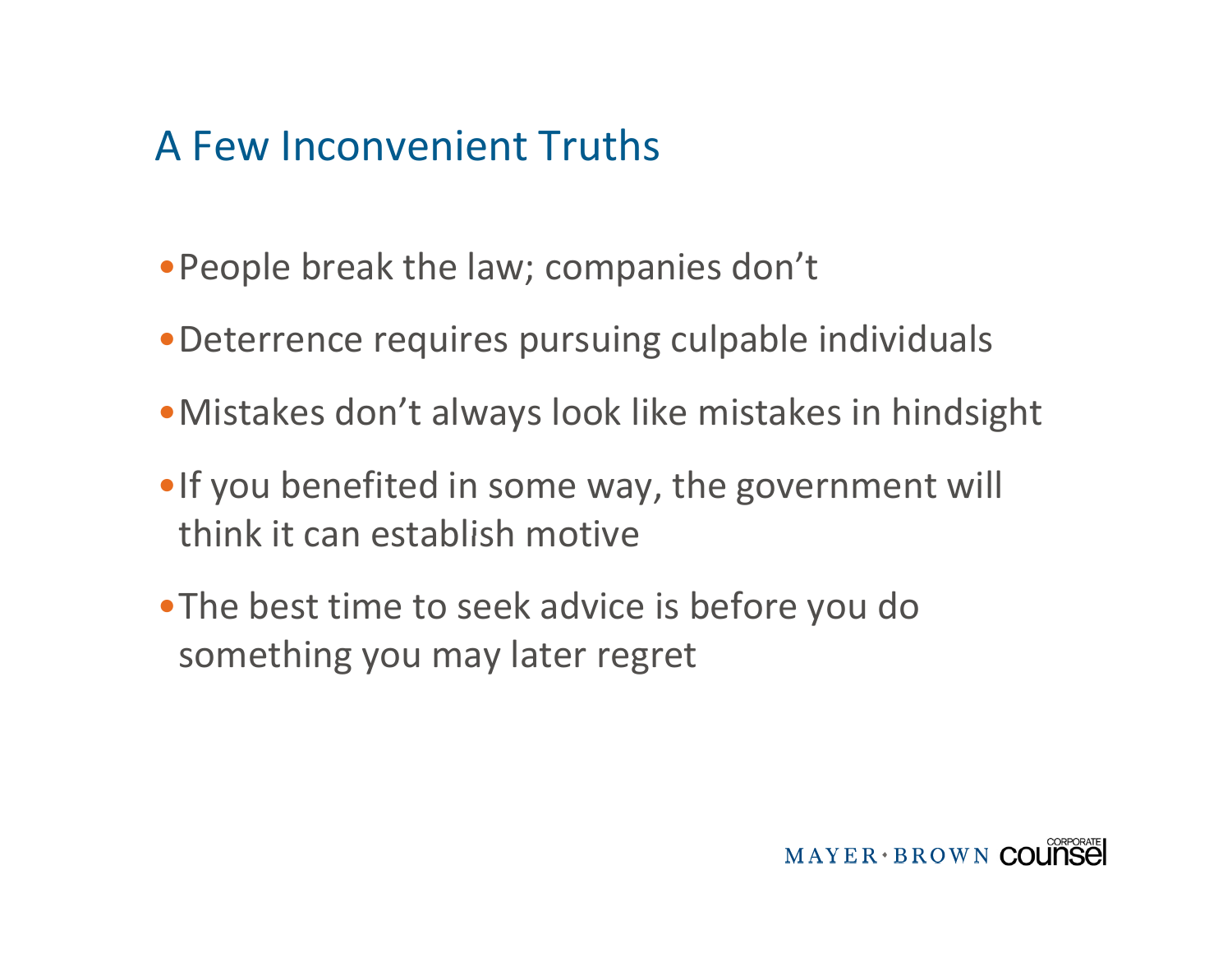# A Few Inconvenient Truths

- People break the law; companies don't
- Deterrence requires pursuing culpable individuals
- Mistakes don't always look like mistakes in hindsight
- If you benefited in some way, the government will think it can establish motive
- The best time to seek advice is before you do something you may later regret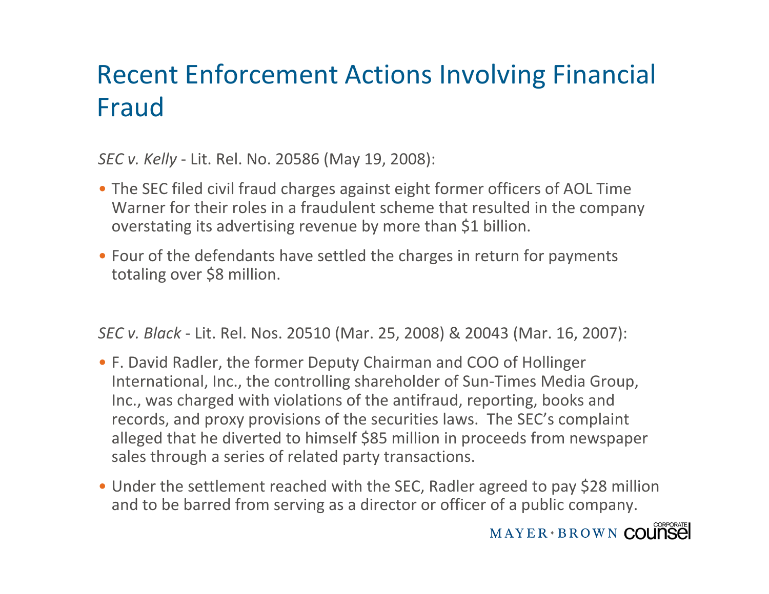# Recent Enforcement Actions Involving Financial Fraud

*SEC v. Kelly* - Lit. Rel. No. 20586 (May 19, 2008):

- The SEC filed civil fraud charges against eight former officers of AOL Time Warner for their roles in a fraudulent scheme that resulted in the company overstating its advertising revenue by more than $1 billion.
- Four of the defendants have settled the charges in return for payments totaling over $8 million.

*SEC v. Black* - Lit. Rel. Nos. 20510 (Mar. 25, 2008) & 20043 (Mar. 16, 2007):

- F. David Radler, the former Deputy Chairman and COO of Hollinger International, Inc., the controlling shareholder of Sun-Times Media Group, Inc., was charged with violations of the antifraud, reporting, books and records, and proxy provisions of the securities laws. The SEC's complaint alleged that he diverted to himself $85 million in proceeds from newspaper sales through a series of related party transactions.
- Under the settlement reached with the SEC, Radler agreed to pay $28 million and to be barred from serving as a director or officer of a public company.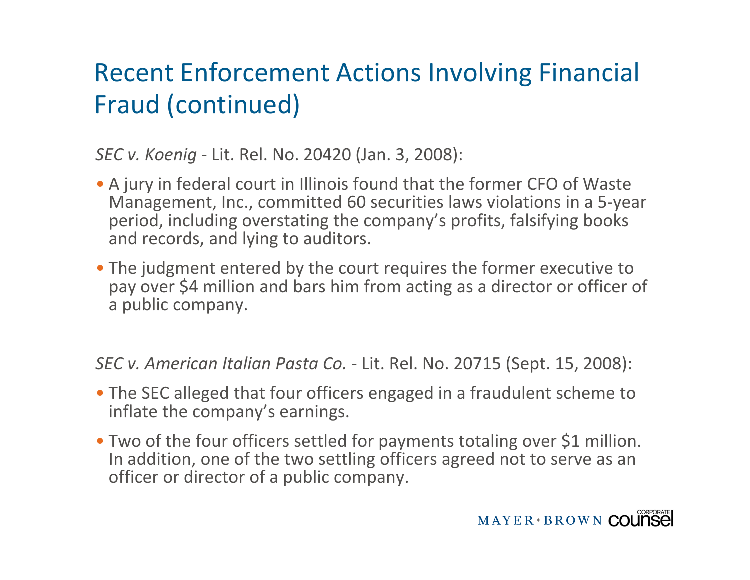# Recent Enforcement Actions Involving Financial Fraud (continued)

*SEC v. Koenig* - Lit. Rel. No. 20420 (Jan. 3, 2008):

- A jury in federal court in Illinois found that the former CFO of Waste Management, Inc., committed 60 securities laws violations in a 5-year period, including overstating the company's profits, falsifying books and records, and lying to auditors.
- The judgment entered by the court requires the former executive to pay over $4 million and bars him from acting as a director or officer of a public company.

*SEC v. American Italian Pasta Co.* - Lit. Rel. No. 20715 (Sept. 15, 2008):

- The SEC alleged that four officers engaged in a fraudulent scheme to inflate the company's earnings.
- Two of the four officers settled for payments totaling over $1 million. In addition, one of the two settling officers agreed not to serve as an officer or director of a public company.

MAYER·BROWN CORPORATE counsel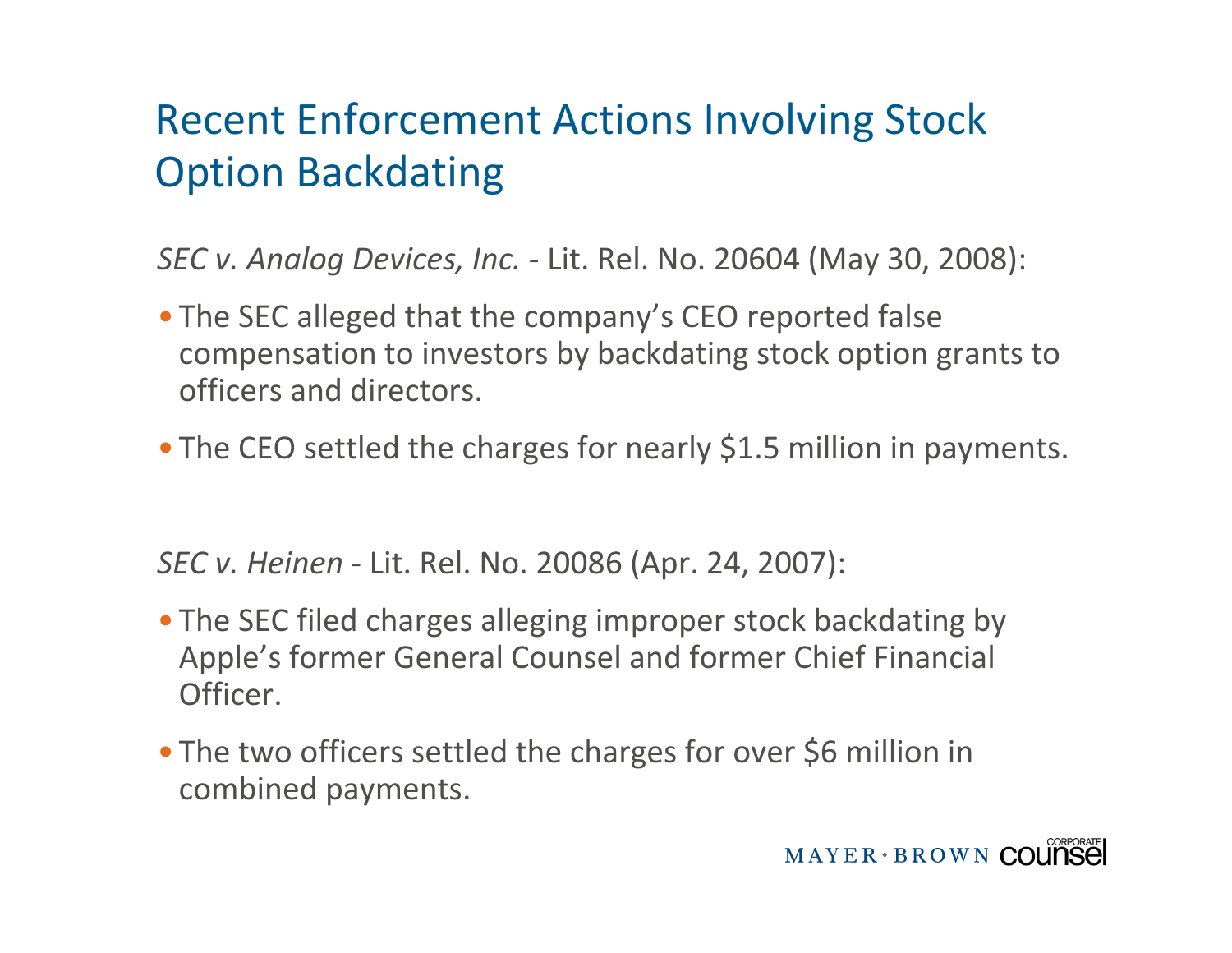# Recent Enforcement Actions Involving Stock Option Backdating

*SEC v. Analog Devices, Inc.* - Lit. Rel. No. 20604 (May 30, 2008):

- The SEC alleged that the company's CEO reported false compensation to investors by backdating stock option grants to officers and directors.
- The CEO settled the charges for nearly $1.5 million in payments.

*SEC v. Heinen* - Lit. Rel. No. 20086 (Apr. 24, 2007):

- The SEC filed charges alleging improper stock backdating by Apple's former General Counsel and former Chief Financial Officer.
- The two officers settled the charges for over $6 million in combined payments.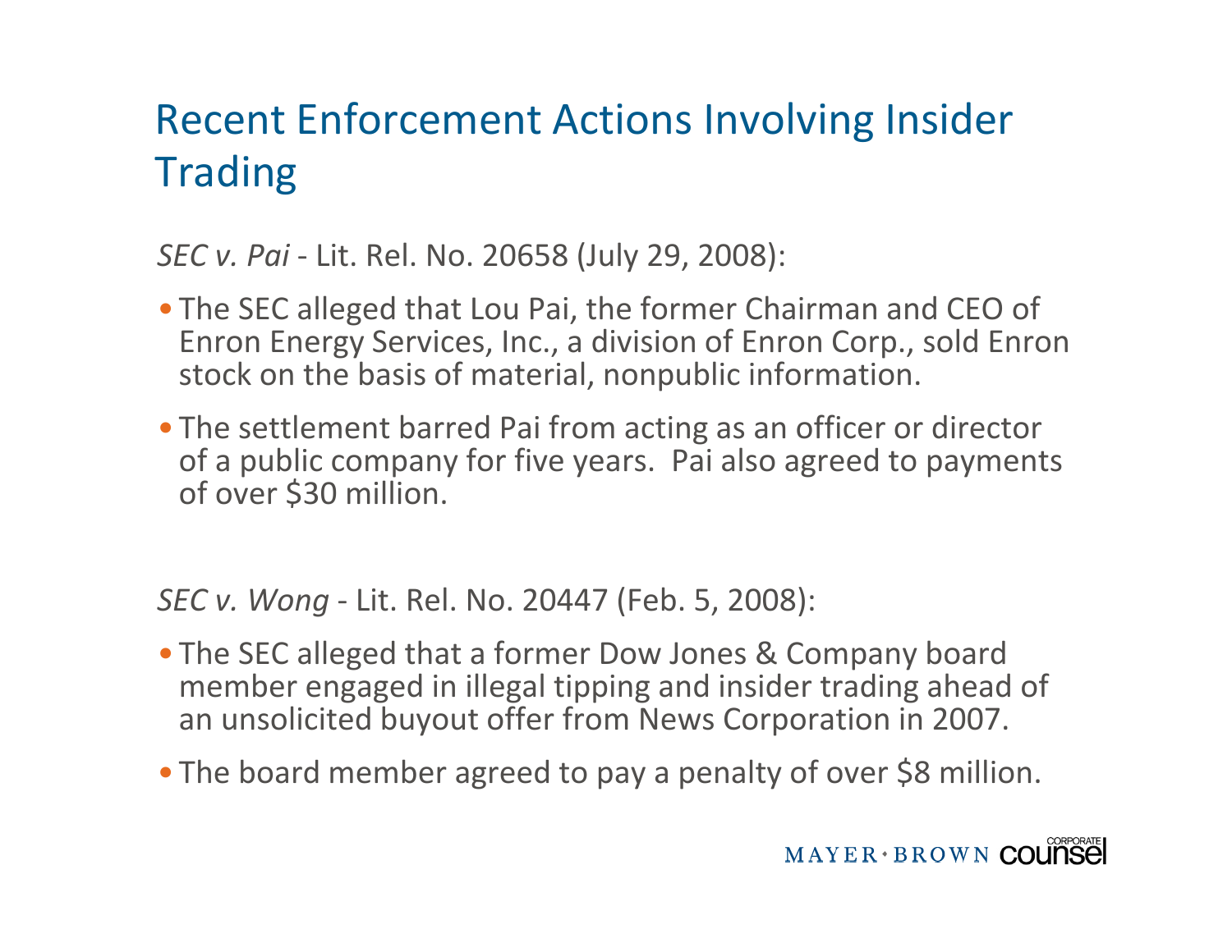# Recent Enforcement Actions Involving Insider Trading

*SEC v. Pai* - Lit. Rel. No. 20658 (July 29, 2008):

- The SEC alleged that Lou Pai, the former Chairman and CEO of Enron Energy Services, Inc., a division of Enron Corp., sold Enron stock on the basis of material, nonpublic information.
- The settlement barred Pai from acting as an officer or director of a public company for five years. Pai also agreed to payments of over $30 million.

*SEC v. Wong* - Lit. Rel. No. 20447 (Feb. 5, 2008):

- The SEC alleged that a former Dow Jones & Company board member engaged in illegal tipping and insider trading ahead of an unsolicited buyout offer from News Corporation in 2007.
- The board member agreed to pay a penalty of over $8 million.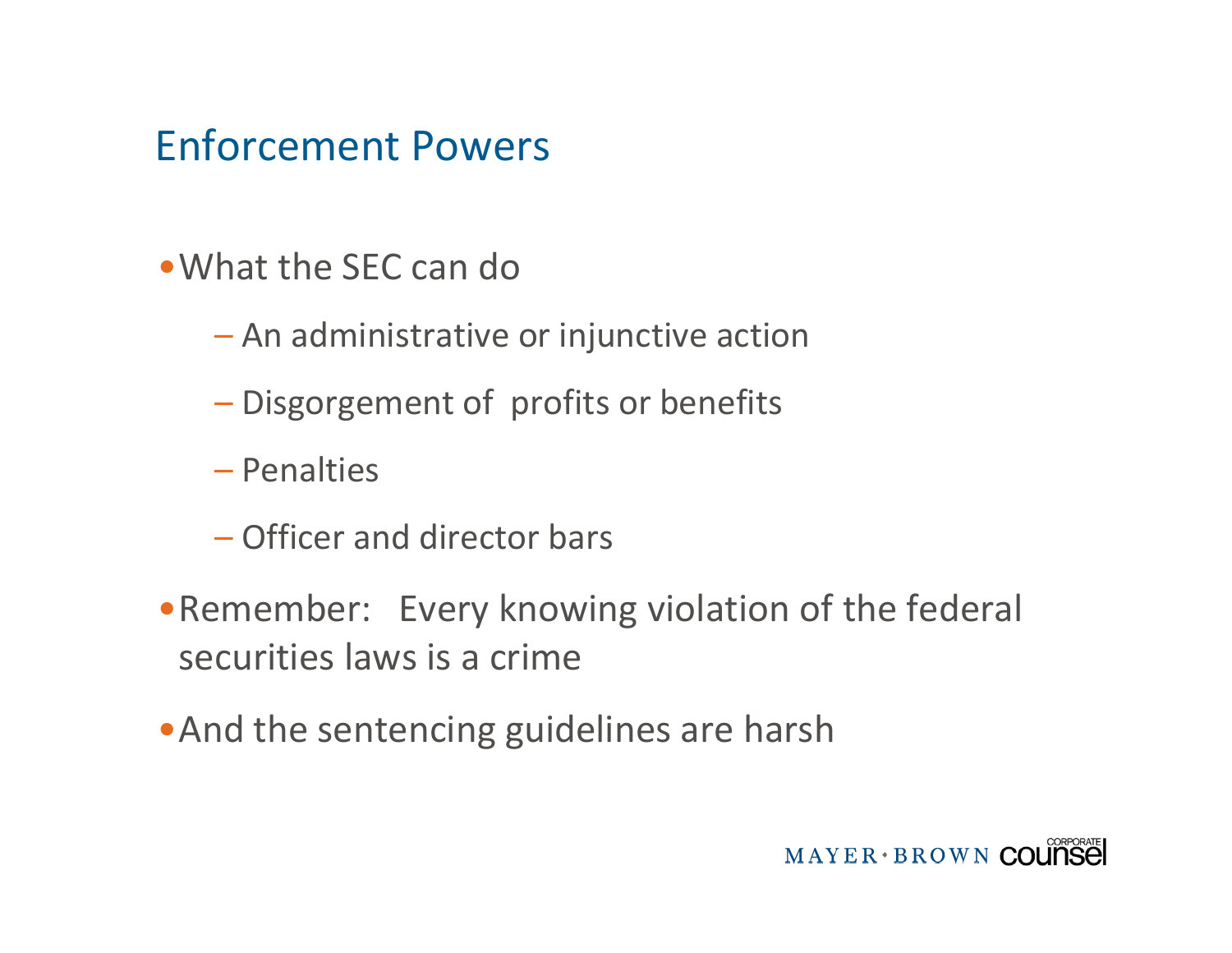## Enforcement Powers

- What the SEC can do
  - An administrative or injunctive action
  - Disgorgement of profits or benefits
  - Penalties
  - Officer and director bars
- Remember: Every knowing violation of the federal securities laws is a crime
- And the sentencing guidelines are harsh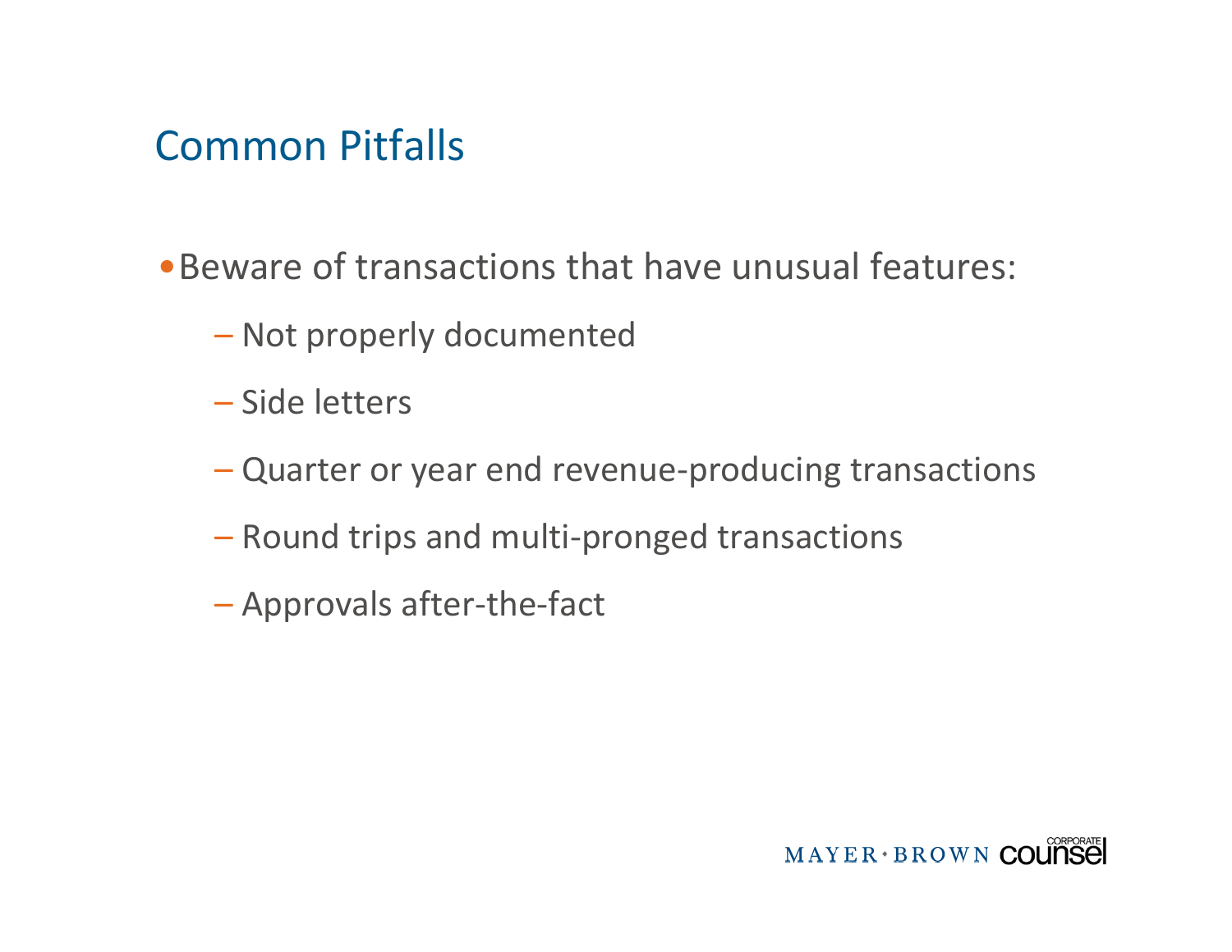# Common Pitfalls

- Beware of transactions that have unusual features:
  - Not properly documented
  - Side letters
  - Quarter or year end revenue-producing transactions
  - Round trips and multi-pronged transactions
  - Approvals after-the-fact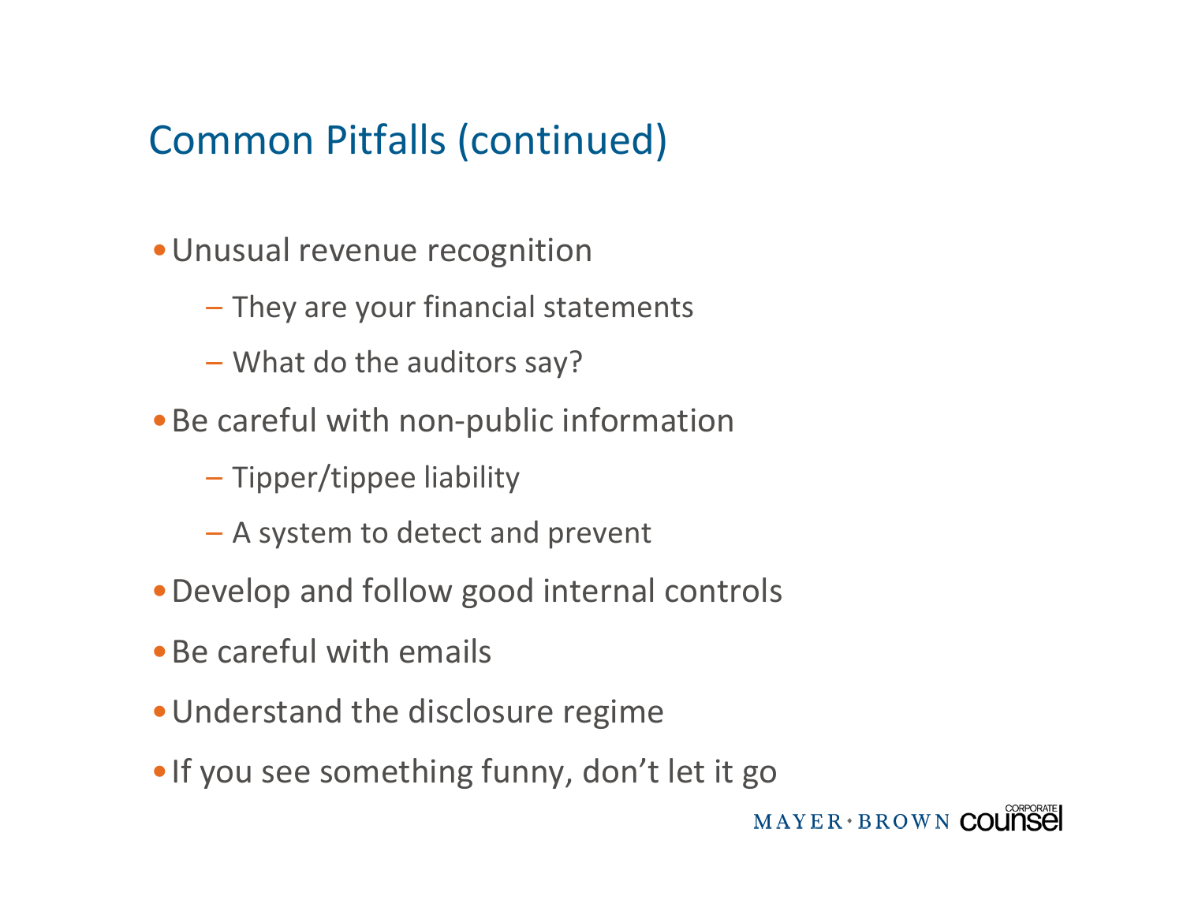# Common Pitfalls (continued)

- Unusual revenue recognition
  - They are your financial statements
  - What do the auditors say?
- Be careful with non-public information
  - Tipper/tippee liability
  - A system to detect and prevent
- Develop and follow good internal controls
- Be careful with emails
- Understand the disclosure regime
- If you see something funny, don't let it go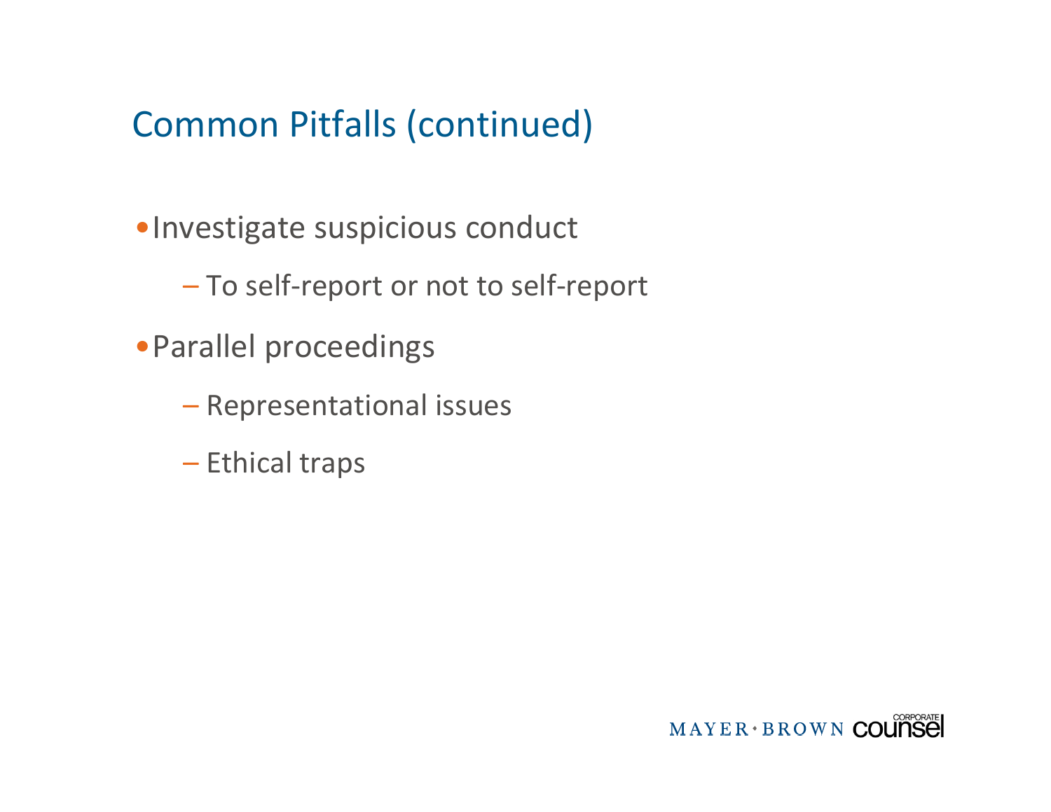# Common Pitfalls (continued)

- Investigate suspicious conduct
  - To self-report or not to self-report
- Parallel proceedings
  - Representational issues
  - Ethical traps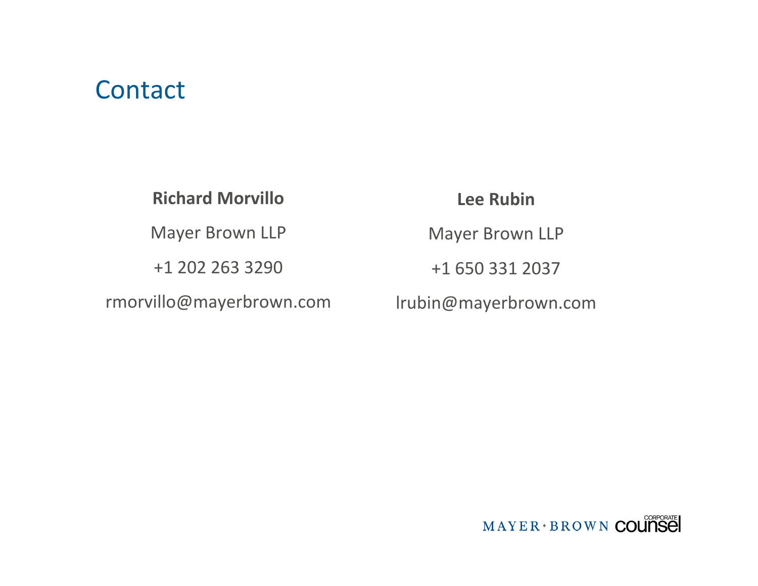# Contact

**Richard Morvillo**

Mayer Brown LLP

+1 202 263 3290

rmorvillo@mayerbrown.com

**Lee Rubin**

Mayer Brown LLP

+1 650 331 2037

lrubin@mayerbrown.com